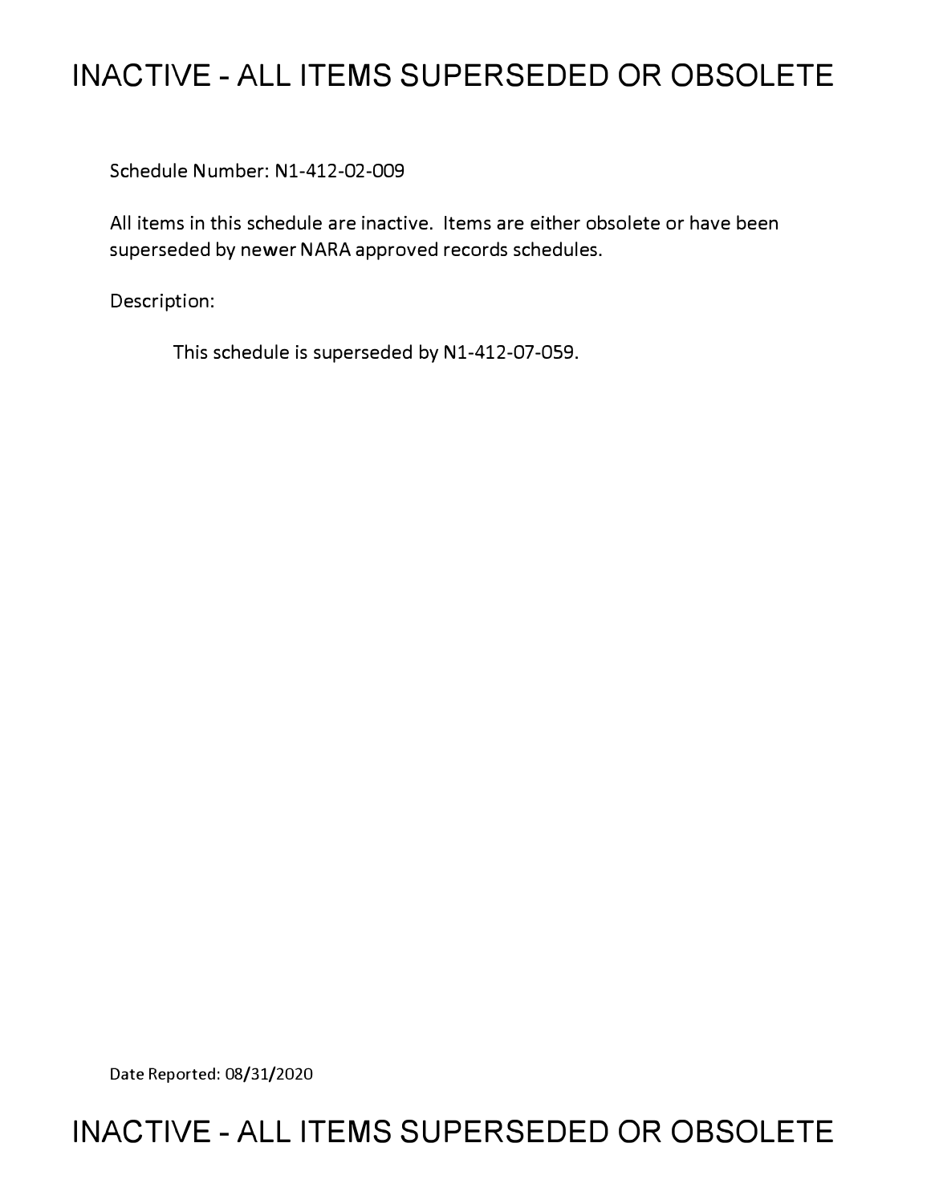# INACTIVE - ALL ITEMS SUPERSEDED OR OBSOLETE

Schedule Number: N1-412-02-009

All items in this schedule are inactive. Items are either obsolete or have been superseded by newer NARA approved records schedules.

Description:

This schedule is superseded by N1-412-07-059.

Date Reported: 08/31/2020

# INACTIVE - ALL ITEMS SUPERSEDED OR OBSOLETE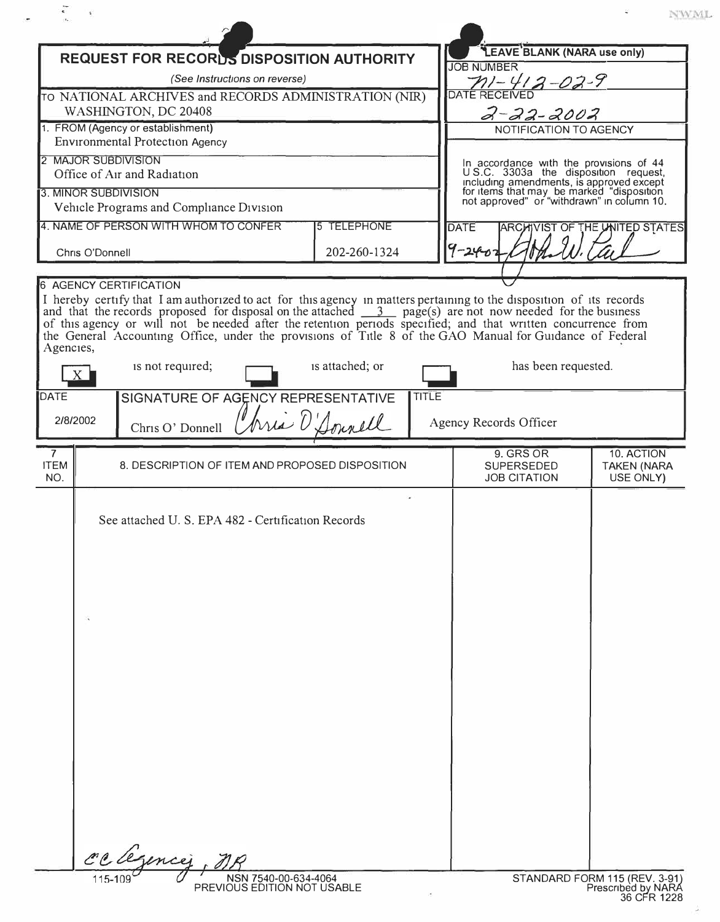NWML

# REQUEST FOR RECORDS DISPOSITION AUTHORITY

*(See Instructions on reverse)*

TO NATIONAL ARCHIVES and RECORDS ADMINISTRATION (NIR)
WASHINGTON, DC 20408

| LEAVE BLANK (NARA use only) |
|---|
| JOB NUMBER: N1-412-02-9 |
| DATE RECEIVED: 2-22-2002 |
| NOTIFICATION TO AGENCY |
| In accordance with the provisions of 44 U.S.C. 3303a the disposition request, including amendments, is approved except for items that may be marked "disposition not approved" or "withdrawn" in column 10. |
| DATE: 9-24-02 — ARCHIVIST OF THE UNITED STATES: John W. Carl |

1. FROM (Agency or establishment)
   Environmental Protection Agency
2. MAJOR SUBDIVISION
   Office of Air and Radiation
3. MINOR SUBDIVISION
   Vehicle Programs and Compliance Division
4. NAME OF PERSON WITH WHOM TO CONFER: Chris O'Donnell
5. TELEPHONE: 202-260-1324

6. AGENCY CERTIFICATION

I hereby certify that I am authorized to act for this agency in matters pertaining to the disposition of its records and that the records proposed for disposal on the attached 3 page(s) are not now needed for the business of this agency or will not be needed after the retention periods specified; and that written concurrence from the General Accounting Office, under the provisions of Title 8 of the GAO Manual for Guidance of Federal Agencies,

[X] is not required; [ ] is attached; or [ ] has been requested.

| DATE | SIGNATURE OF AGENCY REPRESENTATIVE | TITLE |
|---|---|---|
| 2/8/2002 | Chris O' Donnell *Chris O'Donnell* | Agency Records Officer |

| 7. ITEM NO. | 8. DESCRIPTION OF ITEM AND PROPOSED DISPOSITION | 9. GRS OR SUPERSEDED JOB CITATION | 10. ACTION TAKEN (NARA USE ONLY) |
|---|---|---|---|
| | See attached U. S. EPA 482 - Certification Records | | |

cc Agency, NR

115-109 NSN 7540-00-634-4064
PREVIOUS EDITION NOT USABLE

STANDARD FORM 115 (REV. 3-91)
Prescribed by NARA
36 CFR 1228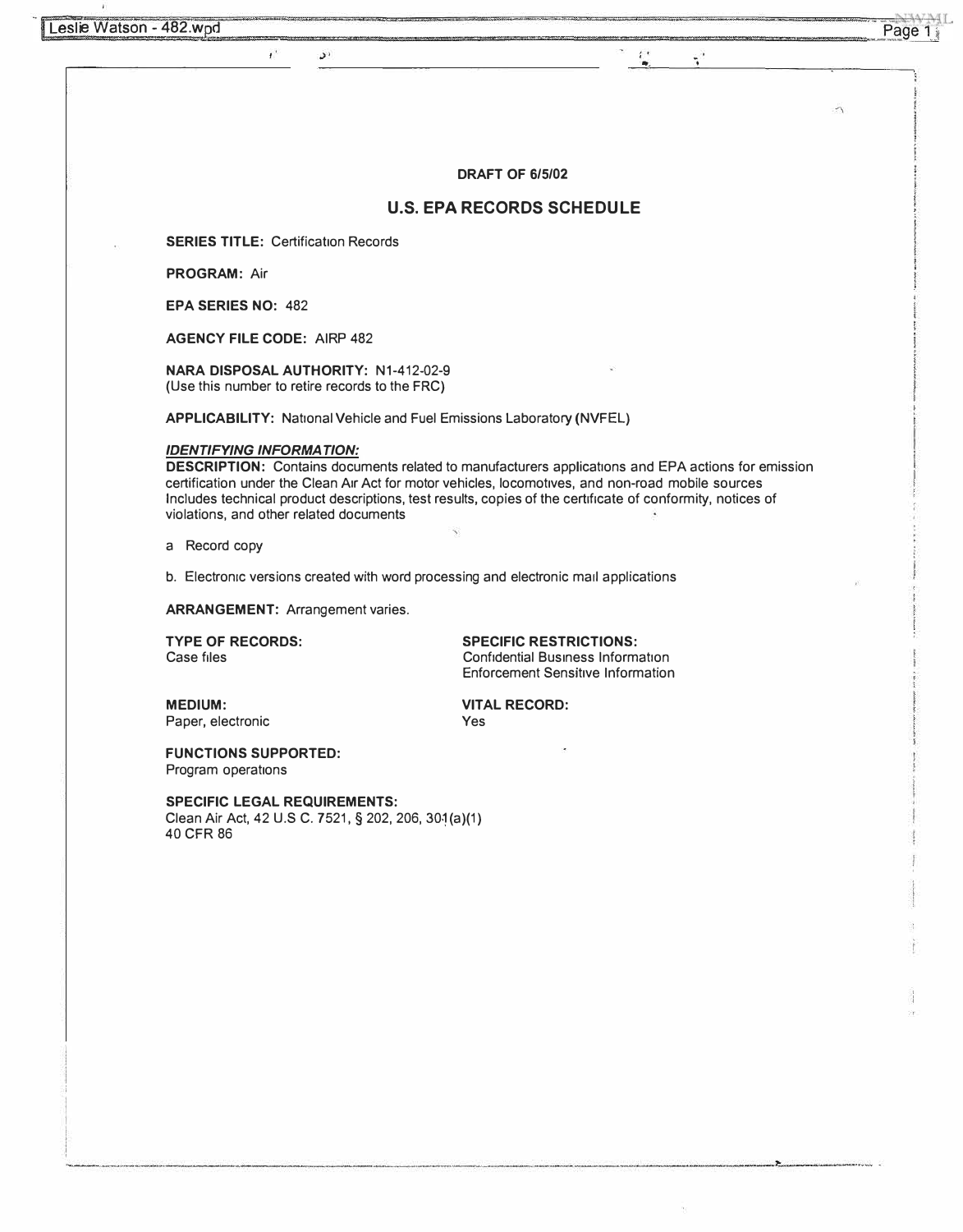**DRAFT OF 6/5/02**

# U.S. EPA RECORDS SCHEDULE

**SERIES TITLE:** Certification Records

**PROGRAM:** Air

**EPA SERIES NO:** 482

**AGENCY FILE CODE:** AIRP 482

**NARA DISPOSAL AUTHORITY:** N1-412-02-9
(Use this number to retire records to the FRC)

**APPLICABILITY:** National Vehicle and Fuel Emissions Laboratory (NVFEL)

***IDENTIFYING INFORMATION:***

**DESCRIPTION:** Contains documents related to manufacturers applications and EPA actions for emission certification under the Clean Air Act for motor vehicles, locomotives, and non-road mobile sources Includes technical product descriptions, test results, copies of the certificate of conformity, notices of violations, and other related documents

a Record copy

b. Electronic versions created with word processing and electronic mail applications

**ARRANGEMENT:** Arrangement varies.

**TYPE OF RECORDS:**
Case files

**SPECIFIC RESTRICTIONS:**
Confidential Business Information
Enforcement Sensitive Information

**MEDIUM:**
Paper, electronic

**VITAL RECORD:**
Yes

**FUNCTIONS SUPPORTED:**
Program operations

**SPECIFIC LEGAL REQUIREMENTS:**
Clean Air Act, 42 U.S C. 7521, § 202, 206, 301(a)(1)
40 CFR 86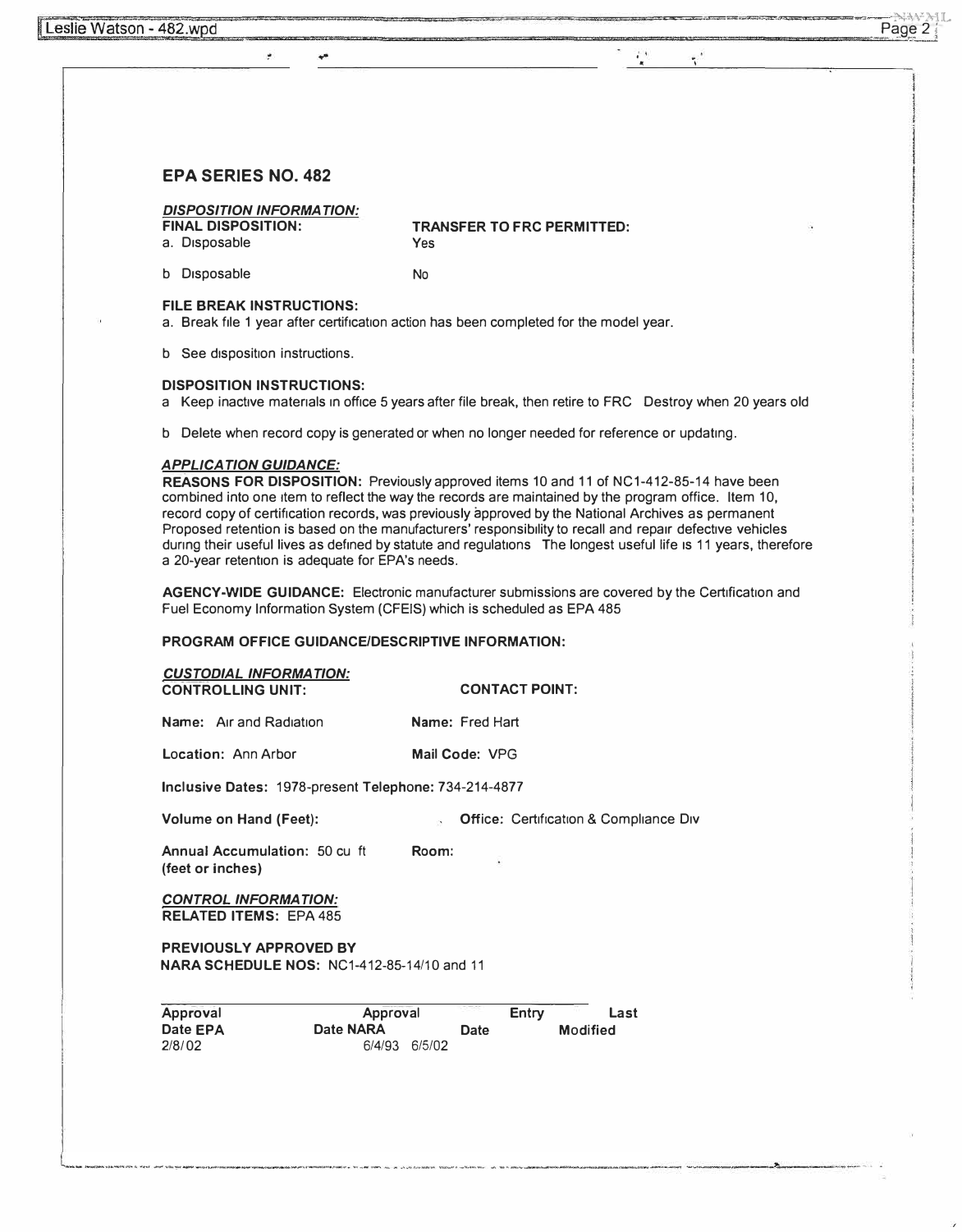## EPA SERIES NO. 482

***DISPOSITION INFORMATION:***

| **FINAL DISPOSITION:** | **TRANSFER TO FRC PERMITTED:** |
|---|---|
| a. Disposable | Yes |
| b Disposable | No |

**FILE BREAK INSTRUCTIONS:**

a. Break file 1 year after certification action has been completed for the model year.

b See disposition instructions.

**DISPOSITION INSTRUCTIONS:**

a Keep inactive materials in office 5 years after file break, then retire to FRC Destroy when 20 years old

b Delete when record copy is generated or when no longer needed for reference or updating.

***APPLICATION GUIDANCE:***

**REASONS FOR DISPOSITION:** Previously approved items 10 and 11 of NC1-412-85-14 have been combined into one item to reflect the way the records are maintained by the program office. Item 10, record copy of certification records, was previously approved by the National Archives as permanent Proposed retention is based on the manufacturers' responsibility to recall and repair defective vehicles during their useful lives as defined by statute and regulations The longest useful life is 11 years, therefore a 20-year retention is adequate for EPA's needs.

**AGENCY-WIDE GUIDANCE:** Electronic manufacturer submissions are covered by the Certification and Fuel Economy Information System (CFEIS) which is scheduled as EPA 485

**PROGRAM OFFICE GUIDANCE/DESCRIPTIVE INFORMATION:**

***CUSTODIAL INFORMATION:***

| **CONTROLLING UNIT:** | **CONTACT POINT:** |
|---|---|
| **Name:** Air and Radiation | **Name:** Fred Hart |
| **Location:** Ann Arbor | **Mail Code:** VPG |
| **Inclusive Dates:** 1978-present | **Telephone:** 734-214-4877 |
| **Volume on Hand (Feet):** | **Office:** Certification & Compliance Div |
| **Annual Accumulation:** 50 cu ft **(feet or inches)** | **Room:** |

***CONTROL INFORMATION:***

**RELATED ITEMS:** EPA 485

**PREVIOUSLY APPROVED BY NARA SCHEDULE NOS:** NC1-412-85-14/10 and 11

| Approval Date EPA | Approval Date NARA | Entry Date | Last Modified |
|---|---|---|---|
| 2/8/02 | 6/4/93 | 6/5/02 | |